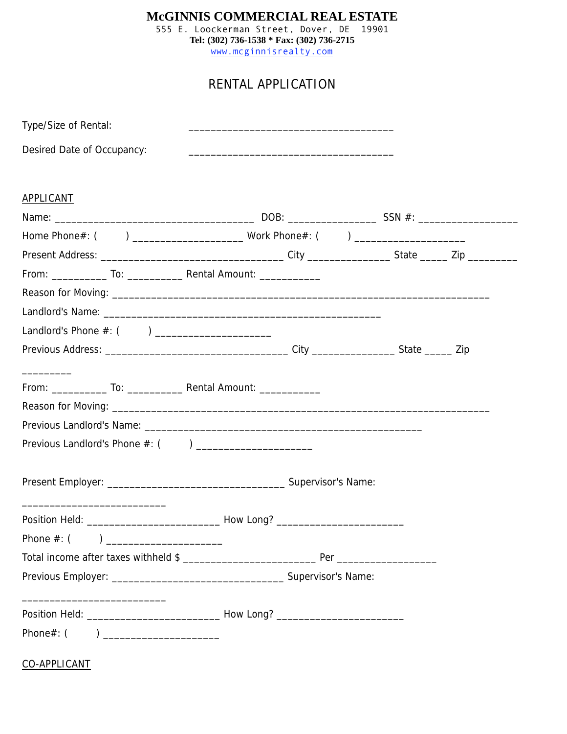# McGINNIS COMMERCIAL REAL ESTATE

555 E. Loockerman Street, Dover, DE 19901
**Tel: (302) 736-1538 * Fax: (302) 736-2715**
www.mcginnisrealty.com

## RENTAL APPLICATION

Type/Size of Rental: ____________________________________

Desired Date of Occupancy: ____________________________________

APPLICANT

Name: ____________________________________ DOB: _______________ SSN #: _________________

Home Phone#: (       ) ___________________ Work Phone#: (       ) ___________________

Present Address: _________________________________ City ______________ State _____ Zip _________

From: __________ To: __________ Rental Amount: ___________

Reason for Moving: ____________________________________________________________________

Landlord's Name: ___________________________________________________

Landlord's Phone #: (       ) ____________________

Previous Address: _________________________________ City ______________ State _____ Zip _________

From: __________ To: __________ Rental Amount: ___________

Reason for Moving: ____________________________________________________________________

Previous Landlord's Name: ___________________________________________________

Previous Landlord's Phone #: (       ) ____________________

Present Employer: ________________________________ Supervisor's Name: __________________________

Position Held: ________________________ How Long? ______________________

Phone #: (       ) ____________________

Total income after taxes withheld $ ________________________ Per _________________

Previous Employer: _______________________________ Supervisor's Name: __________________________

Position Held: ________________________ How Long? ______________________

Phone#: (       ) ____________________

CO-APPLICANT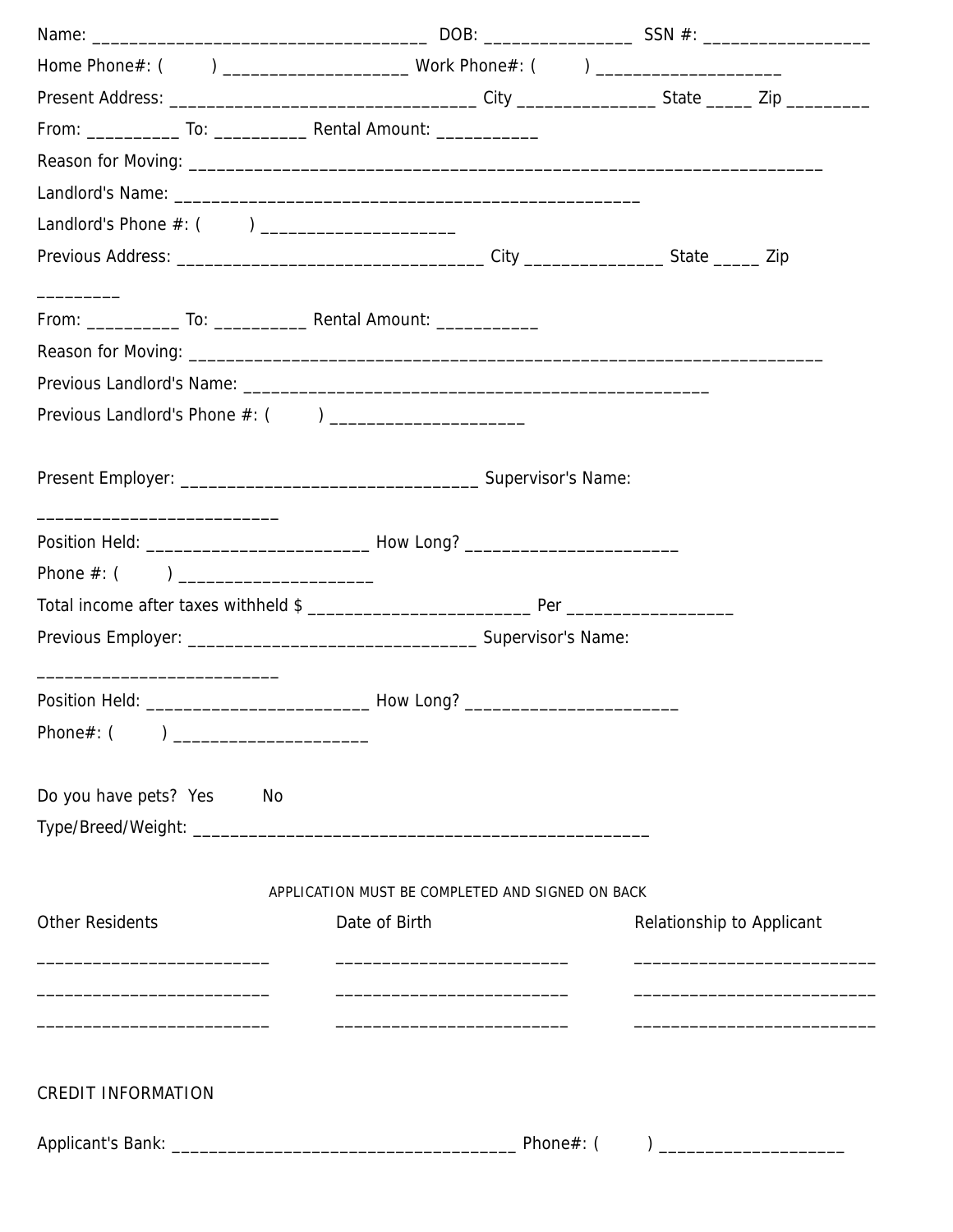Name: ____________________________________ DOB: ________________ SSN #: __________________

Home Phone#: (          ) ____________________ Work Phone#: (          ) ____________________

Present Address: __________________________________ City _______________ State _____ Zip _________

From: __________ To: __________ Rental Amount: ___________

Reason for Moving: ______________________________________________________________________

Landlord's Name: ___________________________________________________

Landlord's Phone #: (          ) _____________________

Previous Address: _________________________________ City _______________ State _____ Zip _________

From: __________ To: __________ Rental Amount: ___________

Reason for Moving: ______________________________________________________________________

Previous Landlord's Name: ___________________________________________________

Previous Landlord's Phone #: (          ) ____________________

Present Employer: _________________________________ Supervisor's Name: __________________________

Position Held: ________________________ How Long? ______________________

Phone #: (          ) _____________________

Total income after taxes withheld $ ________________________ Per _________________

Previous Employer: _______________________________ Supervisor's Name: __________________________

Position Held: ________________________ How Long? ______________________

Phone#: (          ) _____________________

Do you have pets?  Yes          No

Type/Breed/Weight: __________________________________________________

APPLICATION MUST BE COMPLETED AND SIGNED ON BACK

| Other Residents | Date of Birth | Relationship to Applicant |
| --- | --- | --- |
| _________________________ | _________________________ | __________________________ |
| _________________________ | _________________________ | __________________________ |
| _________________________ | _________________________ | __________________________ |

CREDIT INFORMATION

Applicant's Bank: ______________________________________ Phone#: (          ) ____________________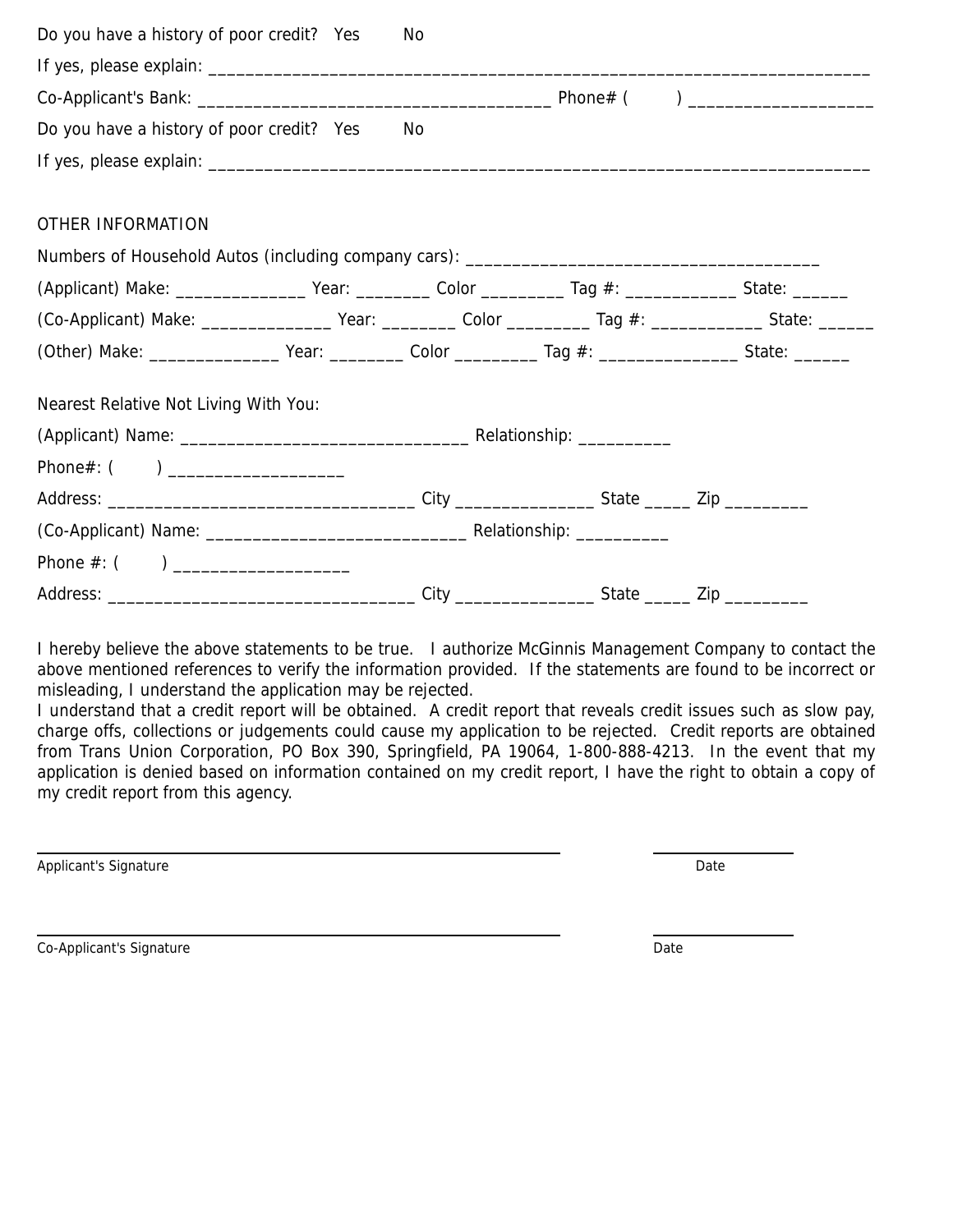Do you have a history of poor credit? Yes No

If yes, please explain: ___________________________________________________________________________

Co-Applicant's Bank: _______________________________________ Phone# ( ) ____________________

Do you have a history of poor credit? Yes No

If yes, please explain: ___________________________________________________________________________

OTHER INFORMATION

Numbers of Household Autos (including company cars): ______________________________________

(Applicant) Make: ______________ Year: ________ Color _________ Tag #: ____________ State: ______

(Co-Applicant) Make: ______________ Year: ________ Color _________ Tag #: ____________ State: ______

(Other) Make: ______________ Year: ________ Color _________ Tag #: _______________ State: ______

Nearest Relative Not Living With You:

(Applicant) Name: ________________________________ Relationship: __________

Phone#: ( ) ___________________

Address: __________________________________ City _______________ State _____ Zip _________

(Co-Applicant) Name: ___________________________ Relationship: __________

Phone #: ( ) ___________________

Address: __________________________________ City _______________ State _____ Zip _________

I hereby believe the above statements to be true. I authorize McGinnis Management Company to contact the above mentioned references to verify the information provided. If the statements are found to be incorrect or misleading, I understand the application may be rejected.
I understand that a credit report will be obtained. A credit report that reveals credit issues such as slow pay, charge offs, collections or judgements could cause my application to be rejected. Credit reports are obtained from Trans Union Corporation, PO Box 390, Springfield, PA 19064, 1-800-888-4213. In the event that my application is denied based on information contained on my credit report, I have the right to obtain a copy of my credit report from this agency.

___________________________________________________________ _______________

Applicant's Signature Date

___________________________________________________________ _______________

Co-Applicant's Signature Date